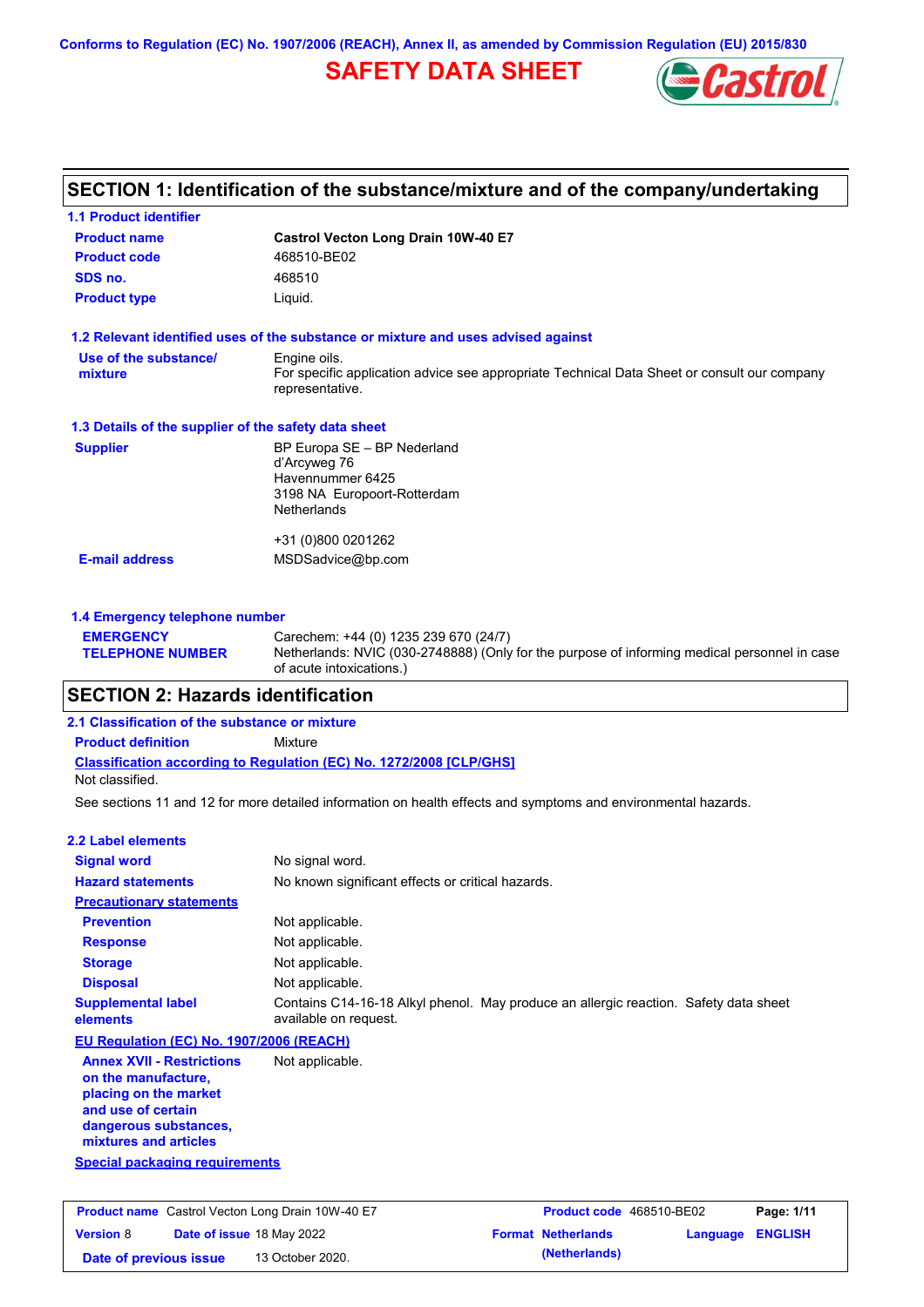Conforms to Regulation (EC) No. 1907/2006 (REACH), Annex II, as amended by Commission Regulation (EU) 2015/830

# SAFETY DATA SHEET

## SECTION 1: Identification of the substance/mixture and of the company/undertaking

### 1.1 Product identifier

| | |
|---|---|
| **Product name** | **Castrol Vecton Long Drain 10W-40 E7** |
| **Product code** | 468510-BE02 |
| **SDS no.** | 468510 |
| **Product type** | Liquid. |

### 1.2 Relevant identified uses of the substance or mixture and uses advised against

| | |
|---|---|
| **Use of the substance/ mixture** | Engine oils. For specific application advice see appropriate Technical Data Sheet or consult our company representative. |

### 1.3 Details of the supplier of the safety data sheet

| | |
|---|---|
| **Supplier** | BP Europa SE – BP Nederland d'Arcyweg 76 Havennummer 6425 3198 NA Europoort-Rotterdam Netherlands<br><br>+31 (0)800 0201262 |
| **E-mail address** | MSDSadvice@bp.com |

### 1.4 Emergency telephone number

| | |
|---|---|
| **EMERGENCY TELEPHONE NUMBER** | Carechem: +44 (0) 1235 239 670 (24/7)<br>Netherlands: NVIC (030-2748888) (Only for the purpose of informing medical personnel in case of acute intoxications.) |

## SECTION 2: Hazards identification

### 2.1 Classification of the substance or mixture

**Product definition** Mixture

**Classification according to Regulation (EC) No. 1272/2008 [CLP/GHS]**

Not classified.

See sections 11 and 12 for more detailed information on health effects and symptoms and environmental hazards.

### 2.2 Label elements

| | |
|---|---|
| **Signal word** | No signal word. |
| **Hazard statements** | No known significant effects or critical hazards. |
| **Precautionary statements** | |
| **Prevention** | Not applicable. |
| **Response** | Not applicable. |
| **Storage** | Not applicable. |
| **Disposal** | Not applicable. |
| **Supplemental label elements** | Contains C14-16-18 Alkyl phenol. May produce an allergic reaction. Safety data sheet available on request. |

**EU Regulation (EC) No. 1907/2006 (REACH)**

| | |
|---|---|
| **Annex XVII - Restrictions on the manufacture, placing on the market and use of certain dangerous substances, mixtures and articles** | Not applicable. |

**Special packaging requirements**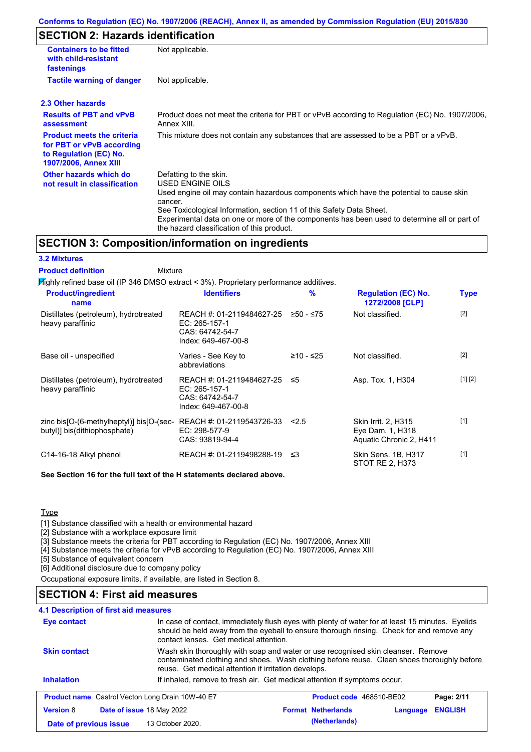Conforms to Regulation (EC) No. 1907/2006 (REACH), Annex II, as amended by Commission Regulation (EU) 2015/830

## SECTION 2: Hazards identification

| | |
|---|---|
| **Containers to be fitted with child-resistant fastenings** | Not applicable. |
| **Tactile warning of danger** | Not applicable. |

### 2.3 Other hazards

| | |
|---|---|
| **Results of PBT and vPvB assessment** | Product does not meet the criteria for PBT or vPvB according to Regulation (EC) No. 1907/2006, Annex XIII. |
| **Product meets the criteria for PBT or vPvB according to Regulation (EC) No. 1907/2006, Annex XIII** | This mixture does not contain any substances that are assessed to be a PBT or a vPvB. |
| **Other hazards which do not result in classification** | Defatting to the skin.<br>USED ENGINE OILS<br>Used engine oil may contain hazardous components which have the potential to cause skin cancer.<br>See Toxicological Information, section 11 of this Safety Data Sheet.<br>Experimental data on one or more of the components has been used to determine all or part of the hazard classification of this product. |

## SECTION 3: Composition/information on ingredients

### 3.2 Mixtures

**Product definition** Mixture

Highly refined base oil (IP 346 DMSO extract < 3%). Proprietary performance additives.

| Product/ingredient name | Identifiers | % | Regulation (EC) No. 1272/2008 [CLP] | Type |
|---|---|---|---|---|
| Distillates (petroleum), hydrotreated heavy paraffinic | REACH #: 01-2119484627-25<br>EC: 265-157-1<br>CAS: 64742-54-7<br>Index: 649-467-00-8 | ≥50 - ≤75 | Not classified. | [2] |
| Base oil - unspecified | Varies - See Key to abbreviations | ≥10 - ≤25 | Not classified. | [2] |
| Distillates (petroleum), hydrotreated heavy paraffinic | REACH #: 01-2119484627-25<br>EC: 265-157-1<br>CAS: 64742-54-7<br>Index: 649-467-00-8 | ≤5 | Asp. Tox. 1, H304 | [1] [2] |
| zinc bis[O-(6-methylheptyl)] bis[O-(sec-butyl)] bis(dithiophosphate) | REACH #: 01-2119543726-33<br>EC: 298-577-9<br>CAS: 93819-94-4 | <2.5 | Skin Irrit. 2, H315<br>Eye Dam. 1, H318<br>Aquatic Chronic 2, H411 | [1] |
| C14-16-18 Alkyl phenol | REACH #: 01-2119498288-19 | ≤3 | Skin Sens. 1B, H317<br>STOT RE 2, H373 | [1] |

**See Section 16 for the full text of the H statements declared above.**

Type

[1] Substance classified with a health or environmental hazard
[2] Substance with a workplace exposure limit
[3] Substance meets the criteria for PBT according to Regulation (EC) No. 1907/2006, Annex XIII
[4] Substance meets the criteria for vPvB according to Regulation (EC) No. 1907/2006, Annex XIII
[5] Substance of equivalent concern
[6] Additional disclosure due to company policy

Occupational exposure limits, if available, are listed in Section 8.

## SECTION 4: First aid measures

### 4.1 Description of first aid measures

| | |
|---|---|
| **Eye contact** | In case of contact, immediately flush eyes with plenty of water for at least 15 minutes. Eyelids should be held away from the eyeball to ensure thorough rinsing. Check for and remove any contact lenses. Get medical attention. |
| **Skin contact** | Wash skin thoroughly with soap and water or use recognised skin cleanser. Remove contaminated clothing and shoes. Wash clothing before reuse. Clean shoes thoroughly before reuse. Get medical attention if irritation develops. |
| **Inhalation** | If inhaled, remove to fresh air. Get medical attention if symptoms occur. |

| | | | |
|---|---|---|---|
| **Product name** Castrol Vecton Long Drain 10W-40 E7 | | **Product code** 468510-BE02 | |
| **Version** 8 | **Date of issue** 18 May 2022 | **Format** Netherlands (Netherlands) | **Language** ENGLISH |
| **Date of previous issue** | 13 October 2020. | | |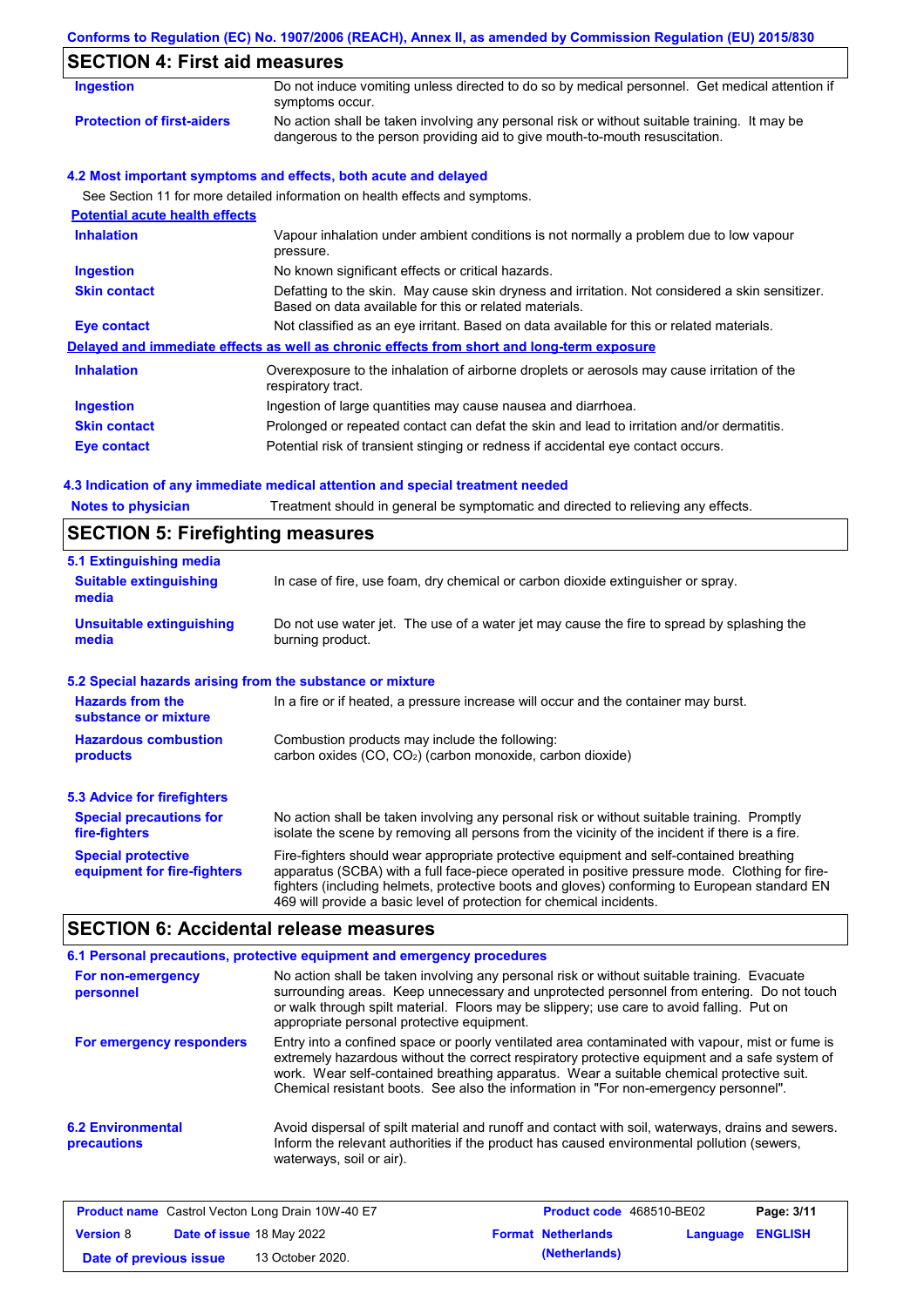## SECTION 4: First aid measures

| | |
|---|---|
| **Ingestion** | Do not induce vomiting unless directed to do so by medical personnel. Get medical attention if symptoms occur. |
| **Protection of first-aiders** | No action shall be taken involving any personal risk or without suitable training. It may be dangerous to the person providing aid to give mouth-to-mouth resuscitation. |

### 4.2 Most important symptoms and effects, both acute and delayed

See Section 11 for more detailed information on health effects and symptoms.

**Potential acute health effects**

| | |
|---|---|
| **Inhalation** | Vapour inhalation under ambient conditions is not normally a problem due to low vapour pressure. |
| **Ingestion** | No known significant effects or critical hazards. |
| **Skin contact** | Defatting to the skin. May cause skin dryness and irritation. Not considered a skin sensitizer. Based on data available for this or related materials. |
| **Eye contact** | Not classified as an eye irritant. Based on data available for this or related materials. |

**Delayed and immediate effects as well as chronic effects from short and long-term exposure**

| | |
|---|---|
| **Inhalation** | Overexposure to the inhalation of airborne droplets or aerosols may cause irritation of the respiratory tract. |
| **Ingestion** | Ingestion of large quantities may cause nausea and diarrhoea. |
| **Skin contact** | Prolonged or repeated contact can defat the skin and lead to irritation and/or dermatitis. |
| **Eye contact** | Potential risk of transient stinging or redness if accidental eye contact occurs. |

### 4.3 Indication of any immediate medical attention and special treatment needed

| | |
|---|---|
| **Notes to physician** | Treatment should in general be symptomatic and directed to relieving any effects. |

## SECTION 5: Firefighting measures

### 5.1 Extinguishing media

| | |
|---|---|
| **Suitable extinguishing media** | In case of fire, use foam, dry chemical or carbon dioxide extinguisher or spray. |
| **Unsuitable extinguishing media** | Do not use water jet. The use of a water jet may cause the fire to spread by splashing the burning product. |

### 5.2 Special hazards arising from the substance or mixture

| | |
|---|---|
| **Hazards from the substance or mixture** | In a fire or if heated, a pressure increase will occur and the container may burst. |
| **Hazardous combustion products** | Combustion products may include the following: carbon oxides (CO, $CO_2$) (carbon monoxide, carbon dioxide) |

### 5.3 Advice for firefighters

| | |
|---|---|
| **Special precautions for fire-fighters** | No action shall be taken involving any personal risk or without suitable training. Promptly isolate the scene by removing all persons from the vicinity of the incident if there is a fire. |
| **Special protective equipment for fire-fighters** | Fire-fighters should wear appropriate protective equipment and self-contained breathing apparatus (SCBA) with a full face-piece operated in positive pressure mode. Clothing for fire-fighters (including helmets, protective boots and gloves) conforming to European standard EN 469 will provide a basic level of protection for chemical incidents. |

## SECTION 6: Accidental release measures

### 6.1 Personal precautions, protective equipment and emergency procedures

| | |
|---|---|
| **For non-emergency personnel** | No action shall be taken involving any personal risk or without suitable training. Evacuate surrounding areas. Keep unnecessary and unprotected personnel from entering. Do not touch or walk through spilt material. Floors may be slippery; use care to avoid falling. Put on appropriate personal protective equipment. |
| **For emergency responders** | Entry into a confined space or poorly ventilated area contaminated with vapour, mist or fume is extremely hazardous without the correct respiratory protective equipment and a safe system of work. Wear self-contained breathing apparatus. Wear a suitable chemical protective suit. Chemical resistant boots. See also the information in "For non-emergency personnel". |

| | |
|---|---|
| **6.2 Environmental precautions** | Avoid dispersal of spilt material and runoff and contact with soil, waterways, drains and sewers. Inform the relevant authorities if the product has caused environmental pollution (sewers, waterways, soil or air). |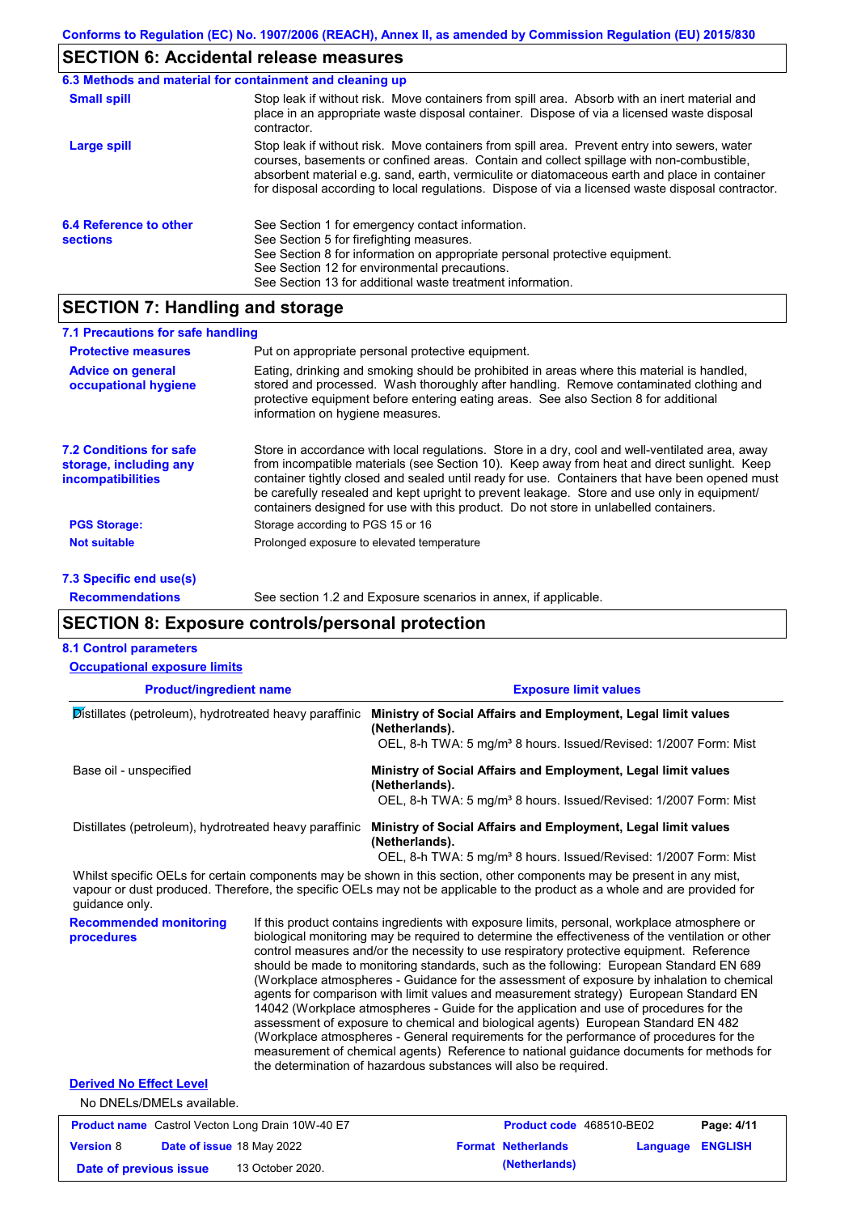## SECTION 6: Accidental release measures

### 6.3 Methods and material for containment and cleaning up

**Small spill**

Stop leak if without risk. Move containers from spill area. Absorb with an inert material and place in an appropriate waste disposal container. Dispose of via a licensed waste disposal contractor.

**Large spill**

Stop leak if without risk. Move containers from spill area. Prevent entry into sewers, water courses, basements or confined areas. Contain and collect spillage with non-combustible, absorbent material e.g. sand, earth, vermiculite or diatomaceous earth and place in container for disposal according to local regulations. Dispose of via a licensed waste disposal contractor.

### 6.4 Reference to other sections

See Section 1 for emergency contact information.
See Section 5 for firefighting measures.
See Section 8 for information on appropriate personal protective equipment.
See Section 12 for environmental precautions.
See Section 13 for additional waste treatment information.

## SECTION 7: Handling and storage

### 7.1 Precautions for safe handling

**Protective measures**

Put on appropriate personal protective equipment.

**Advice on general occupational hygiene**

Eating, drinking and smoking should be prohibited in areas where this material is handled, stored and processed. Wash thoroughly after handling. Remove contaminated clothing and protective equipment before entering eating areas. See also Section 8 for additional information on hygiene measures.

### 7.2 Conditions for safe storage, including any incompatibilities

Store in accordance with local regulations. Store in a dry, cool and well-ventilated area, away from incompatible materials (see Section 10). Keep away from heat and direct sunlight. Keep container tightly closed and sealed until ready for use. Containers that have been opened must be carefully resealed and kept upright to prevent leakage. Store and use only in equipment/containers designed for use with this product. Do not store in unlabelled containers.

**PGS Storage:** Storage according to PGS 15 or 16

**Not suitable** Prolonged exposure to elevated temperature

### 7.3 Specific end use(s)

**Recommendations** See section 1.2 and Exposure scenarios in annex, if applicable.

## SECTION 8: Exposure controls/personal protection

### 8.1 Control parameters

**Occupational exposure limits**

| Product/ingredient name | Exposure limit values |
|---|---|
| Distillates (petroleum), hydrotreated heavy paraffinic | **Ministry of Social Affairs and Employment, Legal limit values (Netherlands).** OEL, 8-h TWA: 5 mg/m³ 8 hours. Issued/Revised: 1/2007 Form: Mist |
| Base oil - unspecified | **Ministry of Social Affairs and Employment, Legal limit values (Netherlands).** OEL, 8-h TWA: 5 mg/m³ 8 hours. Issued/Revised: 1/2007 Form: Mist |
| Distillates (petroleum), hydrotreated heavy paraffinic | **Ministry of Social Affairs and Employment, Legal limit values (Netherlands).** OEL, 8-h TWA: 5 mg/m³ 8 hours. Issued/Revised: 1/2007 Form: Mist |

Whilst specific OELs for certain components may be shown in this section, other components may be present in any mist, vapour or dust produced. Therefore, the specific OELs may not be applicable to the product as a whole and are provided for guidance only.

**Recommended monitoring procedures**

If this product contains ingredients with exposure limits, personal, workplace atmosphere or biological monitoring may be required to determine the effectiveness of the ventilation or other control measures and/or the necessity to use respiratory protective equipment. Reference should be made to monitoring standards, such as the following: European Standard EN 689 (Workplace atmospheres - Guidance for the assessment of exposure by inhalation to chemical agents for comparison with limit values and measurement strategy) European Standard EN 14042 (Workplace atmospheres - Guide for the application and use of procedures for the assessment of exposure to chemical and biological agents) European Standard EN 482 (Workplace atmospheres - General requirements for the performance of procedures for the measurement of chemical agents) Reference to national guidance documents for methods for the determination of hazardous substances will also be required.

**Derived No Effect Level**

No DNELs/DMELs available.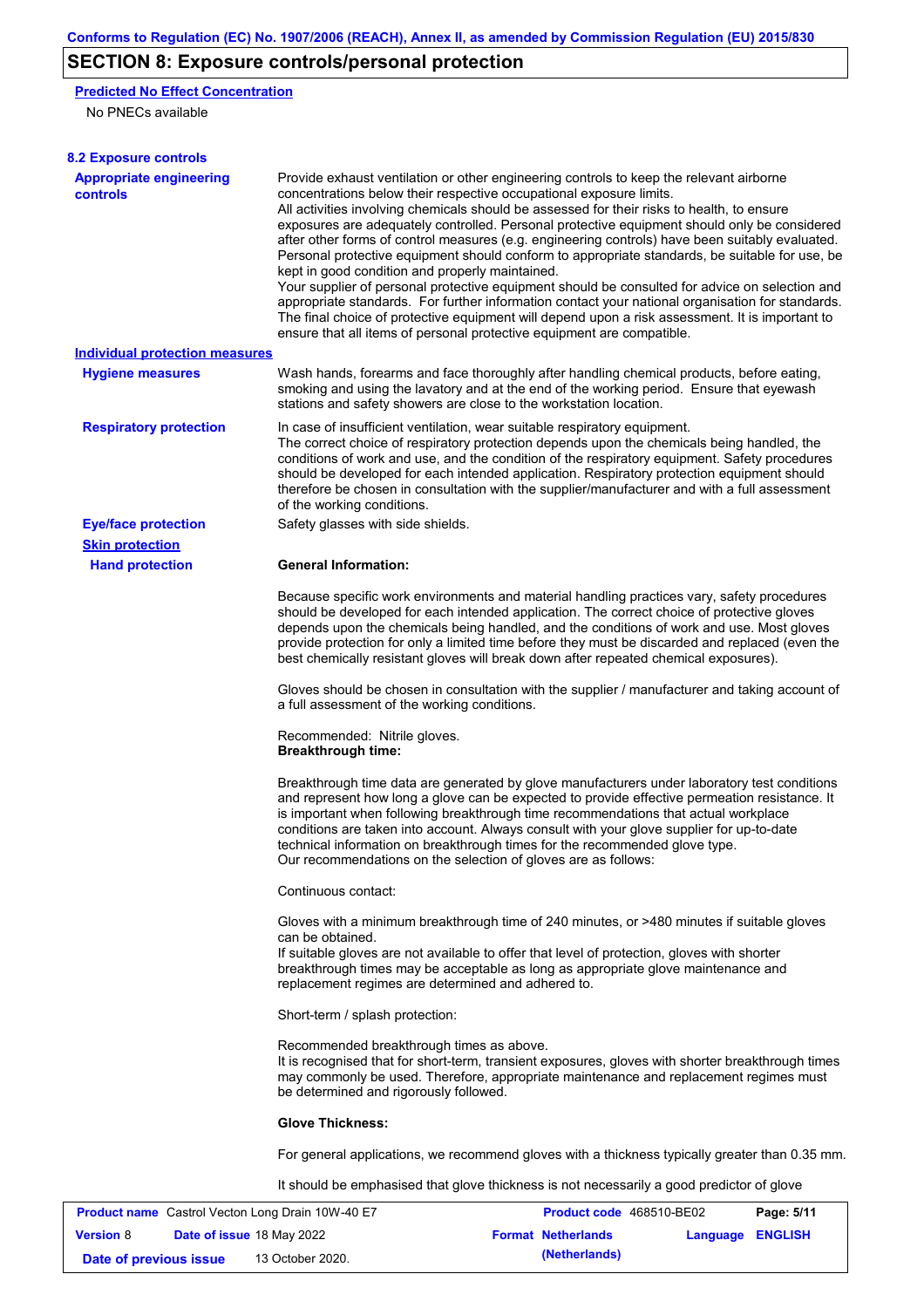## SECTION 8: Exposure controls/personal protection

**Predicted No Effect Concentration**

No PNECs available

### 8.2 Exposure controls

**Appropriate engineering controls**

Provide exhaust ventilation or other engineering controls to keep the relevant airborne concentrations below their respective occupational exposure limits.
All activities involving chemicals should be assessed for their risks to health, to ensure exposures are adequately controlled. Personal protective equipment should only be considered after other forms of control measures (e.g. engineering controls) have been suitably evaluated. Personal protective equipment should conform to appropriate standards, be suitable for use, be kept in good condition and properly maintained.
Your supplier of personal protective equipment should be consulted for advice on selection and appropriate standards. For further information contact your national organisation for standards.
The final choice of protective equipment will depend upon a risk assessment. It is important to ensure that all items of personal protective equipment are compatible.

**Individual protection measures**

**Hygiene measures**

Wash hands, forearms and face thoroughly after handling chemical products, before eating, smoking and using the lavatory and at the end of the working period. Ensure that eyewash stations and safety showers are close to the workstation location.

**Respiratory protection**

In case of insufficient ventilation, wear suitable respiratory equipment.
The correct choice of respiratory protection depends upon the chemicals being handled, the conditions of work and use, and the condition of the respiratory equipment. Safety procedures should be developed for each intended application. Respiratory protection equipment should therefore be chosen in consultation with the supplier/manufacturer and with a full assessment of the working conditions.

**Eye/face protection**

Safety glasses with side shields.

**Skin protection**

**Hand protection**

**General Information:**

Because specific work environments and material handling practices vary, safety procedures should be developed for each intended application. The correct choice of protective gloves depends upon the chemicals being handled, and the conditions of work and use. Most gloves provide protection for only a limited time before they must be discarded and replaced (even the best chemically resistant gloves will break down after repeated chemical exposures).

Gloves should be chosen in consultation with the supplier / manufacturer and taking account of a full assessment of the working conditions.

Recommended: Nitrile gloves.
**Breakthrough time:**

Breakthrough time data are generated by glove manufacturers under laboratory test conditions and represent how long a glove can be expected to provide effective permeation resistance. It is important when following breakthrough time recommendations that actual workplace conditions are taken into account. Always consult with your glove supplier for up-to-date technical information on breakthrough times for the recommended glove type.
Our recommendations on the selection of gloves are as follows:

Continuous contact:

Gloves with a minimum breakthrough time of 240 minutes, or >480 minutes if suitable gloves can be obtained.
If suitable gloves are not available to offer that level of protection, gloves with shorter breakthrough times may be acceptable as long as appropriate glove maintenance and replacement regimes are determined and adhered to.

Short-term / splash protection:

Recommended breakthrough times as above.
It is recognised that for short-term, transient exposures, gloves with shorter breakthrough times may commonly be used. Therefore, appropriate maintenance and replacement regimes must be determined and rigorously followed.

**Glove Thickness:**

For general applications, we recommend gloves with a thickness typically greater than 0.35 mm.

It should be emphasised that glove thickness is not necessarily a good predictor of glove

| **Product name** Castrol Vecton Long Drain 10W-40 E7 | **Product code** 468510-BE02 | **Page:** 5/11 |
|---|---|---|
| **Version** 8 **Date of issue** 18 May 2022 | **Format Netherlands (Netherlands)** | **Language ENGLISH** |
| **Date of previous issue** 13 October 2020. | | |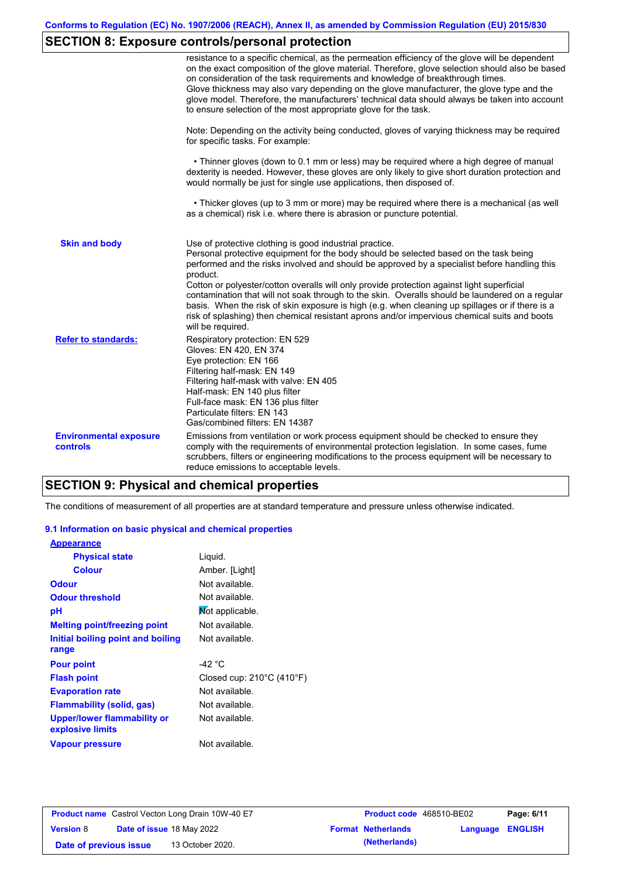## SECTION 8: Exposure controls/personal protection

resistance to a specific chemical, as the permeation efficiency of the glove will be dependent on the exact composition of the glove material. Therefore, glove selection should also be based on consideration of the task requirements and knowledge of breakthrough times.
Glove thickness may also vary depending on the glove manufacturer, the glove type and the glove model. Therefore, the manufacturers' technical data should always be taken into account to ensure selection of the most appropriate glove for the task.

Note: Depending on the activity being conducted, gloves of varying thickness may be required for specific tasks. For example:

• Thinner gloves (down to 0.1 mm or less) may be required where a high degree of manual dexterity is needed. However, these gloves are only likely to give short duration protection and would normally be just for single use applications, then disposed of.

• Thicker gloves (up to 3 mm or more) may be required where there is a mechanical (as well as a chemical) risk i.e. where there is abrasion or puncture potential.

**Skin and body**

Use of protective clothing is good industrial practice.
Personal protective equipment for the body should be selected based on the task being performed and the risks involved and should be approved by a specialist before handling this product.
Cotton or polyester/cotton overalls will only provide protection against light superficial contamination that will not soak through to the skin. Overalls should be laundered on a regular basis. When the risk of skin exposure is high (e.g. when cleaning up spillages or if there is a risk of splashing) then chemical resistant aprons and/or impervious chemical suits and boots will be required.

**Refer to standards:**

Respiratory protection: EN 529
Gloves: EN 420, EN 374
Eye protection: EN 166
Filtering half-mask: EN 149
Filtering half-mask with valve: EN 405
Half-mask: EN 140 plus filter
Full-face mask: EN 136 plus filter
Particulate filters: EN 143
Gas/combined filters: EN 14387

**Environmental exposure controls**

Emissions from ventilation or work process equipment should be checked to ensure they comply with the requirements of environmental protection legislation. In some cases, fume scrubbers, filters or engineering modifications to the process equipment will be necessary to reduce emissions to acceptable levels.

## SECTION 9: Physical and chemical properties

The conditions of measurement of all properties are at standard temperature and pressure unless otherwise indicated.

### 9.1 Information on basic physical and chemical properties

**Appearance**

| | |
|---|---|
| **Physical state** | Liquid. |
| **Colour** | Amber. [Light] |
| **Odour** | Not available. |
| **Odour threshold** | Not available. |
| **pH** | Not applicable. |
| **Melting point/freezing point** | Not available. |
| **Initial boiling point and boiling range** | Not available. |
| **Pour point** | -42 °C |
| **Flash point** | Closed cup: 210°C (410°F) |
| **Evaporation rate** | Not available. |
| **Flammability (solid, gas)** | Not available. |
| **Upper/lower flammability or explosive limits** | Not available. |
| **Vapour pressure** | Not available. |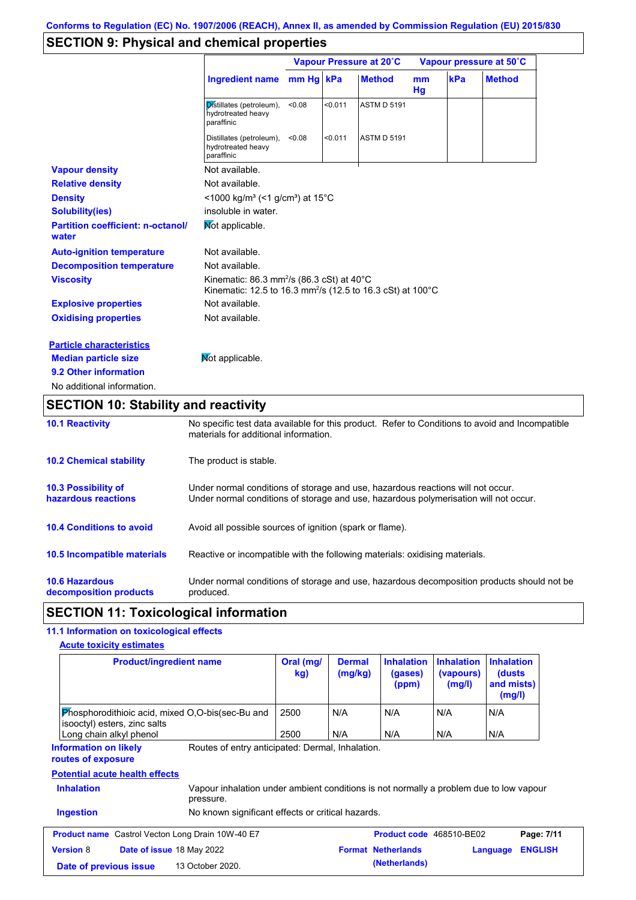Conforms to Regulation (EC) No. 1907/2006 (REACH), Annex II, as amended by Commission Regulation (EU) 2015/830

## SECTION 9: Physical and chemical properties

| Ingredient name | Vapour Pressure at 20˚C | | | Vapour pressure at 50˚C | | |
|---|---|---|---|---|---|---|
| | mm Hg | kPa | Method | mm Hg | kPa | Method |
| Distillates (petroleum), hydrotreated heavy paraffinic | <0.08 | <0.011 | ASTM D 5191 | | | |
| Distillates (petroleum), hydrotreated heavy paraffinic | <0.08 | <0.011 | ASTM D 5191 | | | |

**Vapour density** Not available.

**Relative density** Not available.

**Density** <1000 kg/m³ (<1 g/cm³) at 15°C

**Solubility(ies)** insoluble in water.

**Partition coefficient: n-octanol/water** Not applicable.

**Auto-ignition temperature** Not available.

**Decomposition temperature** Not available.

**Viscosity** Kinematic: 86.3 mm²/s (86.3 cSt) at 40°C
Kinematic: 12.5 to 16.3 mm²/s (12.5 to 16.3 cSt) at 100°C

**Explosive properties** Not available.

**Oxidising properties** Not available.

**Particle characteristics**

**Median particle size** Not applicable.

**9.2 Other information**

No additional information.

## SECTION 10: Stability and reactivity

**10.1 Reactivity** No specific test data available for this product. Refer to Conditions to avoid and Incompatible materials for additional information.

**10.2 Chemical stability** The product is stable.

**10.3 Possibility of hazardous reactions** Under normal conditions of storage and use, hazardous reactions will not occur.
Under normal conditions of storage and use, hazardous polymerisation will not occur.

**10.4 Conditions to avoid** Avoid all possible sources of ignition (spark or flame).

**10.5 Incompatible materials** Reactive or incompatible with the following materials: oxidising materials.

**10.6 Hazardous decomposition products** Under normal conditions of storage and use, hazardous decomposition products should not be produced.

## SECTION 11: Toxicological information

**11.1 Information on toxicological effects**

**Acute toxicity estimates**

| Product/ingredient name | Oral (mg/kg) | Dermal (mg/kg) | Inhalation (gases) (ppm) | Inhalation (vapours) (mg/l) | Inhalation (dusts and mists) (mg/l) |
|---|---|---|---|---|---|
| Phosphorodithioic acid, mixed O,O-bis(sec-Bu and isooctyl) esters, zinc salts | 2500 | N/A | N/A | N/A | N/A |
| Long chain alkyl phenol | 2500 | N/A | N/A | N/A | N/A |

**Information on likely routes of exposure** Routes of entry anticipated: Dermal, Inhalation.

**Potential acute health effects**

**Inhalation** Vapour inhalation under ambient conditions is not normally a problem due to low vapour pressure.

**Ingestion** No known significant effects or critical hazards.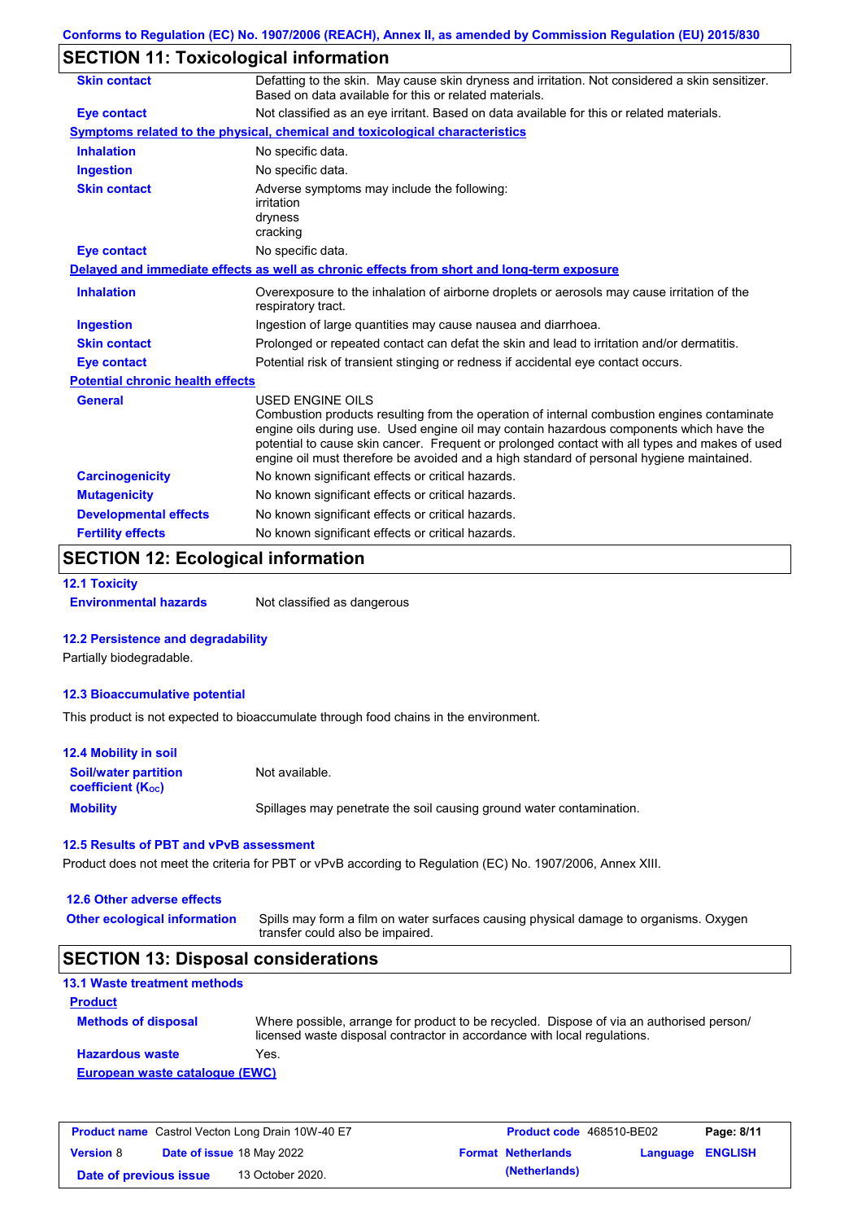## SECTION 11: Toxicological information

| | |
|---|---|
| **Skin contact** | Defatting to the skin. May cause skin dryness and irritation. Not considered a skin sensitizer. Based on data available for this or related materials. |
| **Eye contact** | Not classified as an eye irritant. Based on data available for this or related materials. |

**Symptoms related to the physical, chemical and toxicological characteristics**

| | |
|---|---|
| **Inhalation** | No specific data. |
| **Ingestion** | No specific data. |
| **Skin contact** | Adverse symptoms may include the following:<br>irritation<br>dryness<br>cracking |
| **Eye contact** | No specific data. |

**Delayed and immediate effects as well as chronic effects from short and long-term exposure**

| | |
|---|---|
| **Inhalation** | Overexposure to the inhalation of airborne droplets or aerosols may cause irritation of the respiratory tract. |
| **Ingestion** | Ingestion of large quantities may cause nausea and diarrhoea. |
| **Skin contact** | Prolonged or repeated contact can defat the skin and lead to irritation and/or dermatitis. |
| **Eye contact** | Potential risk of transient stinging or redness if accidental eye contact occurs. |

**Potential chronic health effects**

| | |
|---|---|
| **General** | USED ENGINE OILS<br>Combustion products resulting from the operation of internal combustion engines contaminate engine oils during use. Used engine oil may contain hazardous components which have the potential to cause skin cancer. Frequent or prolonged contact with all types and makes of used engine oil must therefore be avoided and a high standard of personal hygiene maintained. |
| **Carcinogenicity** | No known significant effects or critical hazards. |
| **Mutagenicity** | No known significant effects or critical hazards. |
| **Developmental effects** | No known significant effects or critical hazards. |
| **Fertility effects** | No known significant effects or critical hazards. |

## SECTION 12: Ecological information

### 12.1 Toxicity

**Environmental hazards** Not classified as dangerous

### 12.2 Persistence and degradability

Partially biodegradable.

### 12.3 Bioaccumulative potential

This product is not expected to bioaccumulate through food chains in the environment.

### 12.4 Mobility in soil

| | |
|---|---|
| **Soil/water partition coefficient ($K_{OC}$)** | Not available. |
| **Mobility** | Spillages may penetrate the soil causing ground water contamination. |

### 12.5 Results of PBT and vPvB assessment

Product does not meet the criteria for PBT or vPvB according to Regulation (EC) No. 1907/2006, Annex XIII.

### 12.6 Other adverse effects

**Other ecological information** Spills may form a film on water surfaces causing physical damage to organisms. Oxygen transfer could also be impaired.

## SECTION 13: Disposal considerations

### 13.1 Waste treatment methods

**Product**

| | |
|---|---|
| **Methods of disposal** | Where possible, arrange for product to be recycled. Dispose of via an authorised person/ licensed waste disposal contractor in accordance with local regulations. |
| **Hazardous waste** | Yes. |

**European waste catalogue (EWC)**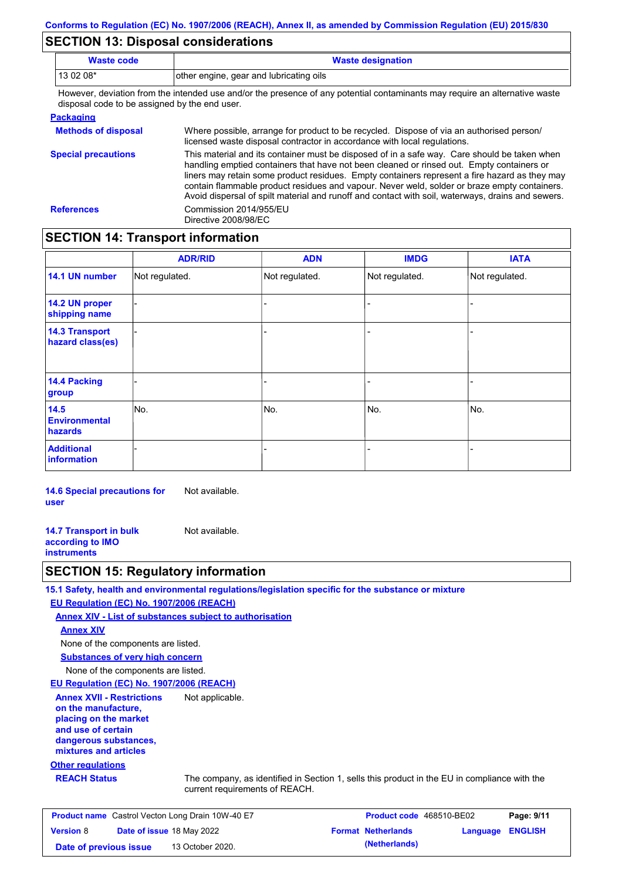## SECTION 13: Disposal considerations

| Waste code | Waste designation |
|---|---|
| 13 02 08* | other engine, gear and lubricating oils |

However, deviation from the intended use and/or the presence of any potential contaminants may require an alternative waste disposal code to be assigned by the end user.

**Packaging**

**Methods of disposal**: Where possible, arrange for product to be recycled. Dispose of via an authorised person/ licensed waste disposal contractor in accordance with local regulations.

**Special precautions**: This material and its container must be disposed of in a safe way. Care should be taken when handling emptied containers that have not been cleaned or rinsed out. Empty containers or liners may retain some product residues. Empty containers represent a fire hazard as they may contain flammable product residues and vapour. Never weld, solder or braze empty containers. Avoid dispersal of spilt material and runoff and contact with soil, waterways, drains and sewers.

**References**: Commission 2014/955/EU
Directive 2008/98/EC

## SECTION 14: Transport information

| | ADR/RID | ADN | IMDG | IATA |
|---|---|---|---|---|
| **14.1 UN number** | Not regulated. | Not regulated. | Not regulated. | Not regulated. |
| **14.2 UN proper shipping name** | - | - | - | - |
| **14.3 Transport hazard class(es)** | - | - | - | - |
| **14.4 Packing group** | - | - | - | - |
| **14.5 Environmental hazards** | No. | No. | No. | No. |
| **Additional information** | - | - | - | - |

**14.6 Special precautions for user**: Not available.

**14.7 Transport in bulk according to IMO instruments**: Not available.

## SECTION 15: Regulatory information

**15.1 Safety, health and environmental regulations/legislation specific for the substance or mixture**

**EU Regulation (EC) No. 1907/2006 (REACH)**

**Annex XIV - List of substances subject to authorisation**

**Annex XIV**

None of the components are listed.

**Substances of very high concern**

None of the components are listed.

**EU Regulation (EC) No. 1907/2006 (REACH)**

**Annex XVII - Restrictions on the manufacture, placing on the market and use of certain dangerous substances, mixtures and articles**: Not applicable.

**Other regulations**

**REACH Status**: The company, as identified in Section 1, sells this product in the EU in compliance with the current requirements of REACH.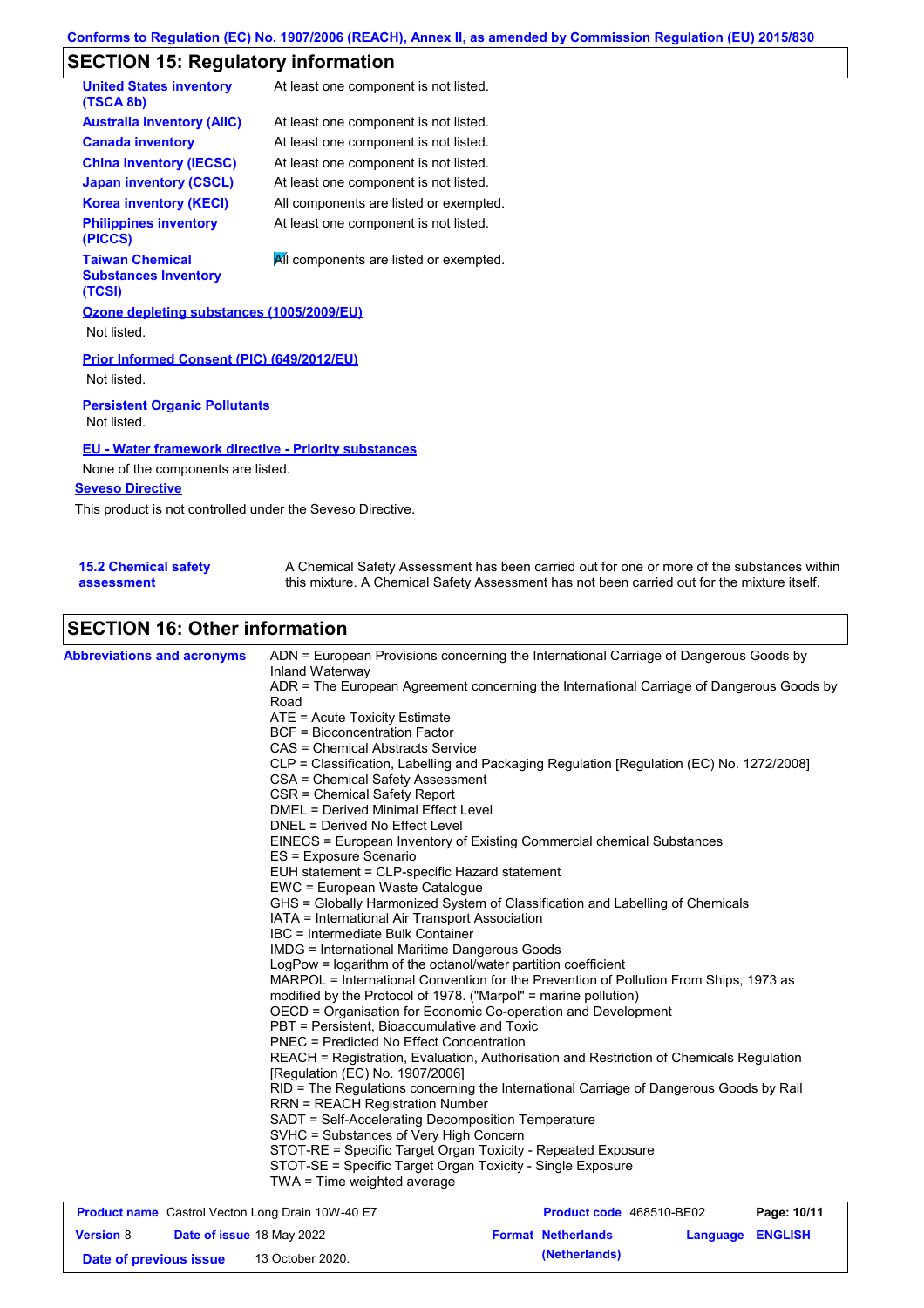## SECTION 15: Regulatory information

| | |
|---|---|
| **United States inventory (TSCA 8b)** | At least one component is not listed. |
| **Australia inventory (AIIC)** | At least one component is not listed. |
| **Canada inventory** | At least one component is not listed. |
| **China inventory (IECSC)** | At least one component is not listed. |
| **Japan inventory (CSCL)** | At least one component is not listed. |
| **Korea inventory (KECI)** | All components are listed or exempted. |
| **Philippines inventory (PICCS)** | At least one component is not listed. |
| **Taiwan Chemical Substances Inventory (TCSI)** | All components are listed or exempted. |

**Ozone depleting substances (1005/2009/EU)**

Not listed.

**Prior Informed Consent (PIC) (649/2012/EU)**

Not listed.

**Persistent Organic Pollutants**

Not listed.

**EU - Water framework directive - Priority substances**

None of the components are listed.

**Seveso Directive**

This product is not controlled under the Seveso Directive.

**15.2 Chemical safety assessment**

A Chemical Safety Assessment has been carried out for one or more of the substances within this mixture. A Chemical Safety Assessment has not been carried out for the mixture itself.

## SECTION 16: Other information

**Abbreviations and acronyms**

ADN = European Provisions concerning the International Carriage of Dangerous Goods by Inland Waterway
ADR = The European Agreement concerning the International Carriage of Dangerous Goods by Road
ATE = Acute Toxicity Estimate
BCF = Bioconcentration Factor
CAS = Chemical Abstracts Service
CLP = Classification, Labelling and Packaging Regulation [Regulation (EC) No. 1272/2008]
CSA = Chemical Safety Assessment
CSR = Chemical Safety Report
DMEL = Derived Minimal Effect Level
DNEL = Derived No Effect Level
EINECS = European Inventory of Existing Commercial chemical Substances
ES = Exposure Scenario
EUH statement = CLP-specific Hazard statement
EWC = European Waste Catalogue
GHS = Globally Harmonized System of Classification and Labelling of Chemicals
IATA = International Air Transport Association
IBC = Intermediate Bulk Container
IMDG = International Maritime Dangerous Goods
LogPow = logarithm of the octanol/water partition coefficient
MARPOL = International Convention for the Prevention of Pollution From Ships, 1973 as modified by the Protocol of 1978. ("Marpol" = marine pollution)
OECD = Organisation for Economic Co-operation and Development
PBT = Persistent, Bioaccumulative and Toxic
PNEC = Predicted No Effect Concentration
REACH = Registration, Evaluation, Authorisation and Restriction of Chemicals Regulation [Regulation (EC) No. 1907/2006]
RID = The Regulations concerning the International Carriage of Dangerous Goods by Rail
RRN = REACH Registration Number
SADT = Self-Accelerating Decomposition Temperature
SVHC = Substances of Very High Concern
STOT-RE = Specific Target Organ Toxicity - Repeated Exposure
STOT-SE = Specific Target Organ Toxicity - Single Exposure
TWA = Time weighted average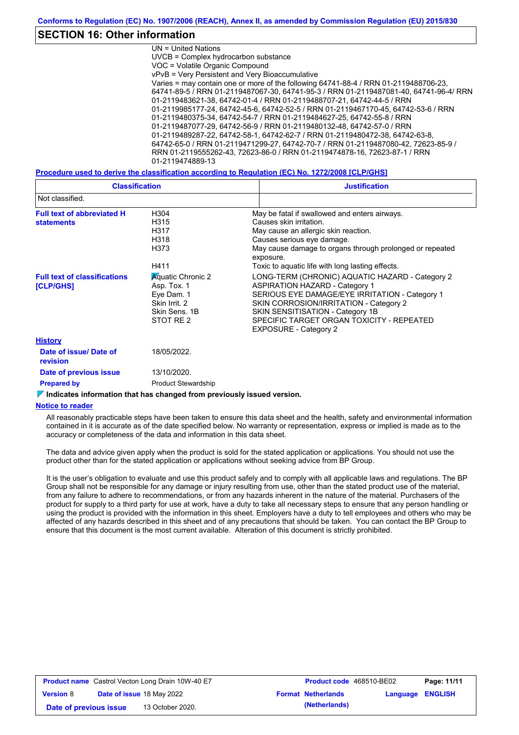## SECTION 16: Other information

UN = United Nations
UVCB = Complex hydrocarbon substance
VOC = Volatile Organic Compound
vPvB = Very Persistent and Very Bioaccumulative
Varies = may contain one or more of the following 64741-88-4 / RRN 01-2119488706-23, 64741-89-5 / RRN 01-2119487067-30, 64741-95-3 / RRN 01-2119487081-40, 64741-96-4/ RRN 01-2119483621-38, 64742-01-4 / RRN 01-2119488707-21, 64742-44-5 / RRN 01-2119985177-24, 64742-45-6, 64742-52-5 / RRN 01-2119467170-45, 64742-53-6 / RRN 01-2119480375-34, 64742-54-7 / RRN 01-2119484627-25, 64742-55-8 / RRN 01-2119487077-29, 64742-56-9 / RRN 01-2119480132-48, 64742-57-0 / RRN 01-2119489287-22, 64742-58-1, 64742-62-7 / RRN 01-2119480472-38, 64742-63-8, 64742-65-0 / RRN 01-2119471299-27, 64742-70-7 / RRN 01-2119487080-42, 72623-85-9 / RRN 01-2119555262-43, 72623-86-0 / RRN 01-2119474878-16, 72623-87-1 / RRN 01-2119474889-13

**Procedure used to derive the classification according to Regulation (EC) No. 1272/2008 [CLP/GHS]**

| Classification | Justification |
|---|---|
| Not classified. | |

**Full text of abbreviated H statements**

| | |
|---|---|
| H304 | May be fatal if swallowed and enters airways. |
| H315 | Causes skin irritation. |
| H317 | May cause an allergic skin reaction. |
| H318 | Causes serious eye damage. |
| H373 | May cause damage to organs through prolonged or repeated exposure. |
| H411 | Toxic to aquatic life with long lasting effects. |

**Full text of classifications [CLP/GHS]**

| | |
|---|---|
| Aquatic Chronic 2 | LONG-TERM (CHRONIC) AQUATIC HAZARD - Category 2 |
| Asp. Tox. 1 | ASPIRATION HAZARD - Category 1 |
| Eye Dam. 1 | SERIOUS EYE DAMAGE/EYE IRRITATION - Category 1 |
| Skin Irrit. 2 | SKIN CORROSION/IRRITATION - Category 2 |
| Skin Sens. 1B | SKIN SENSITISATION - Category 1B |
| STOT RE 2 | SPECIFIC TARGET ORGAN TOXICITY - REPEATED EXPOSURE - Category 2 |

**History**

**Date of issue/ Date of revision** 18/05/2022.

**Date of previous issue** 13/10/2020.

**Prepared by** Product Stewardship

**Indicates information that has changed from previously issued version.**

**Notice to reader**

All reasonably practicable steps have been taken to ensure this data sheet and the health, safety and environmental information contained in it is accurate as of the date specified below. No warranty or representation, express or implied is made as to the accuracy or completeness of the data and information in this data sheet.

The data and advice given apply when the product is sold for the stated application or applications. You should not use the product other than for the stated application or applications without seeking advice from BP Group.

It is the user's obligation to evaluate and use this product safely and to comply with all applicable laws and regulations. The BP Group shall not be responsible for any damage or injury resulting from use, other than the stated product use of the material, from any failure to adhere to recommendations, or from any hazards inherent in the nature of the material. Purchasers of the product for supply to a third party for use at work, have a duty to take all necessary steps to ensure that any person handling or using the product is provided with the information in this sheet. Employers have a duty to tell employees and others who may be affected of any hazards described in this sheet and of any precautions that should be taken. You can contact the BP Group to ensure that this document is the most current available. Alteration of this document is strictly prohibited.